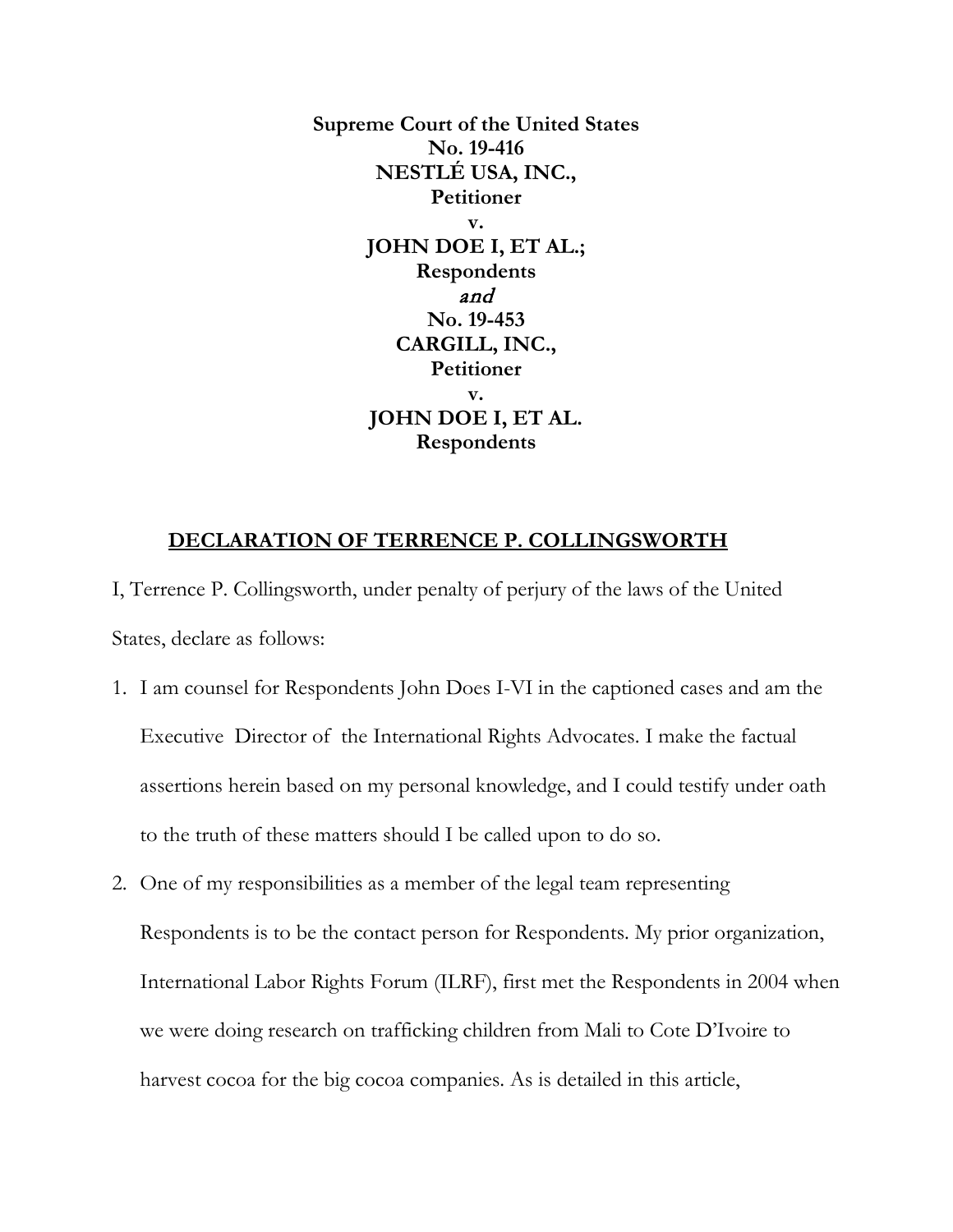**Supreme Court of the United States**
**No. 19-416**
**NESTLÉ USA, INC.,**
**Petitioner**
**v.**
**JOHN DOE I, ET AL.;**
**Respondents**
***and***
**No. 19-453**
**CARGILL, INC.,**
**Petitioner**
**v.**
**JOHN DOE I, ET AL.**
**Respondents**

## DECLARATION OF TERRENCE P. COLLINGSWORTH

I, Terrence P. Collingsworth, under penalty of perjury of the laws of the United States, declare as follows:

1. I am counsel for Respondents John Does I-VI in the captioned cases and am the Executive Director of the International Rights Advocates. I make the factual assertions herein based on my personal knowledge, and I could testify under oath to the truth of these matters should I be called upon to do so.
2. One of my responsibilities as a member of the legal team representing Respondents is to be the contact person for Respondents. My prior organization, International Labor Rights Forum (ILRF), first met the Respondents in 2004 when we were doing research on trafficking children from Mali to Cote D'Ivoire to harvest cocoa for the big cocoa companies. As is detailed in this article,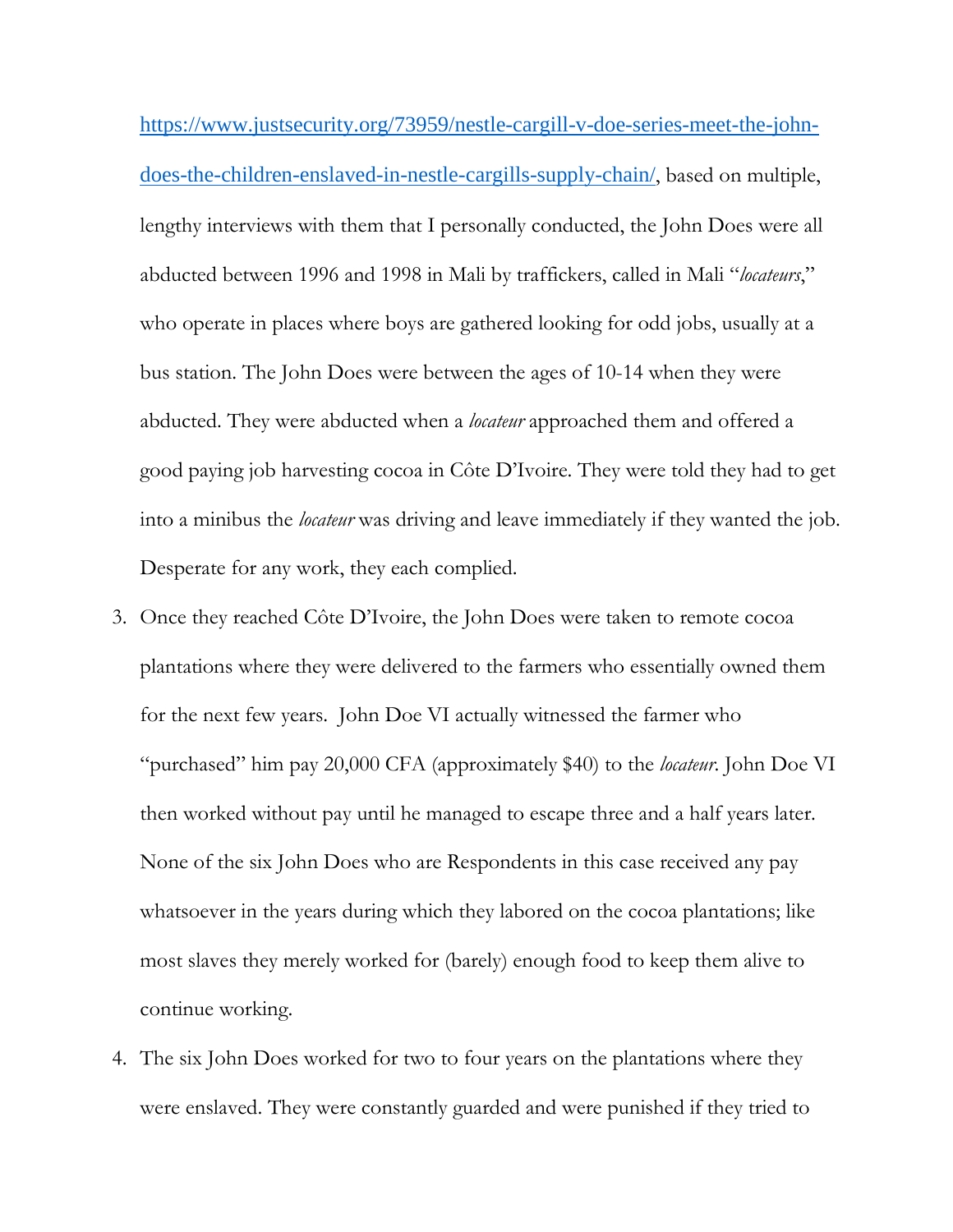https://www.justsecurity.org/73959/nestle-cargill-v-doe-series-meet-the-john-does-the-children-enslaved-in-nestle-cargills-supply-chain/, based on multiple, lengthy interviews with them that I personally conducted, the John Does were all abducted between 1996 and 1998 in Mali by traffickers, called in Mali "*locateurs*," who operate in places where boys are gathered looking for odd jobs, usually at a bus station. The John Does were between the ages of 10-14 when they were abducted. They were abducted when a *locateur* approached them and offered a good paying job harvesting cocoa in Côte D'Ivoire. They were told they had to get into a minibus the *locateur* was driving and leave immediately if they wanted the job. Desperate for any work, they each complied.

3. Once they reached Côte D'Ivoire, the John Does were taken to remote cocoa plantations where they were delivered to the farmers who essentially owned them for the next few years. John Doe VI actually witnessed the farmer who "purchased" him pay 20,000 CFA (approximately $40) to the *locateur*. John Doe VI then worked without pay until he managed to escape three and a half years later. None of the six John Does who are Respondents in this case received any pay whatsoever in the years during which they labored on the cocoa plantations; like most slaves they merely worked for (barely) enough food to keep them alive to continue working.

4. The six John Does worked for two to four years on the plantations where they were enslaved. They were constantly guarded and were punished if they tried to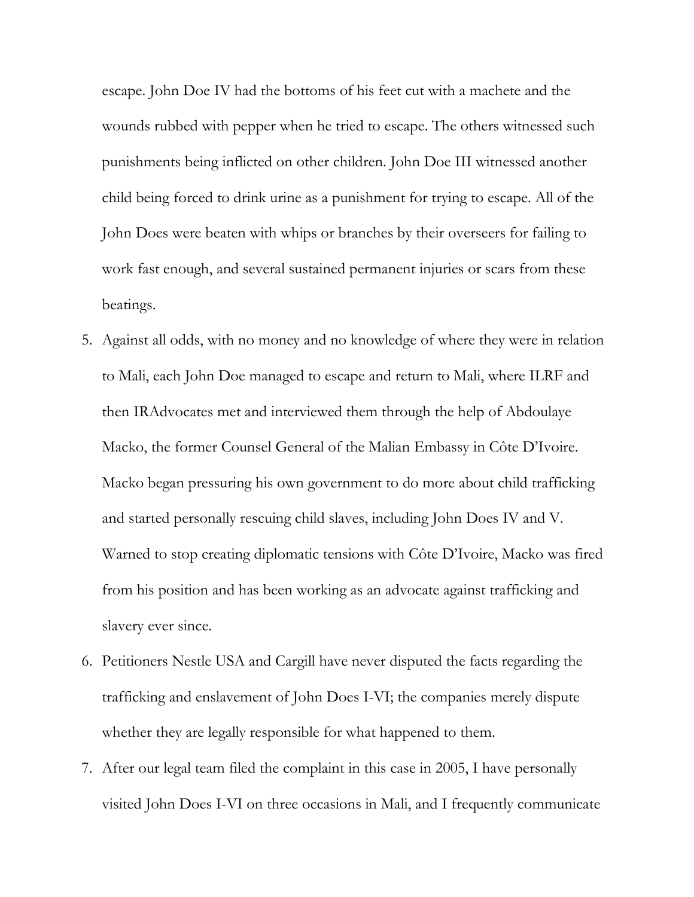escape. John Doe IV had the bottoms of his feet cut with a machete and the wounds rubbed with pepper when he tried to escape. The others witnessed such punishments being inflicted on other children. John Doe III witnessed another child being forced to drink urine as a punishment for trying to escape. All of the John Does were beaten with whips or branches by their overseers for failing to work fast enough, and several sustained permanent injuries or scars from these beatings.

5. Against all odds, with no money and no knowledge of where they were in relation to Mali, each John Doe managed to escape and return to Mali, where ILRF and then IRAdvocates met and interviewed them through the help of Abdoulaye Macko, the former Counsel General of the Malian Embassy in Côte D'Ivoire. Macko began pressuring his own government to do more about child trafficking and started personally rescuing child slaves, including John Does IV and V. Warned to stop creating diplomatic tensions with Côte D'Ivoire, Macko was fired from his position and has been working as an advocate against trafficking and slavery ever since.
6. Petitioners Nestle USA and Cargill have never disputed the facts regarding the trafficking and enslavement of John Does I-VI; the companies merely dispute whether they are legally responsible for what happened to them.
7. After our legal team filed the complaint in this case in 2005, I have personally visited John Does I-VI on three occasions in Mali, and I frequently communicate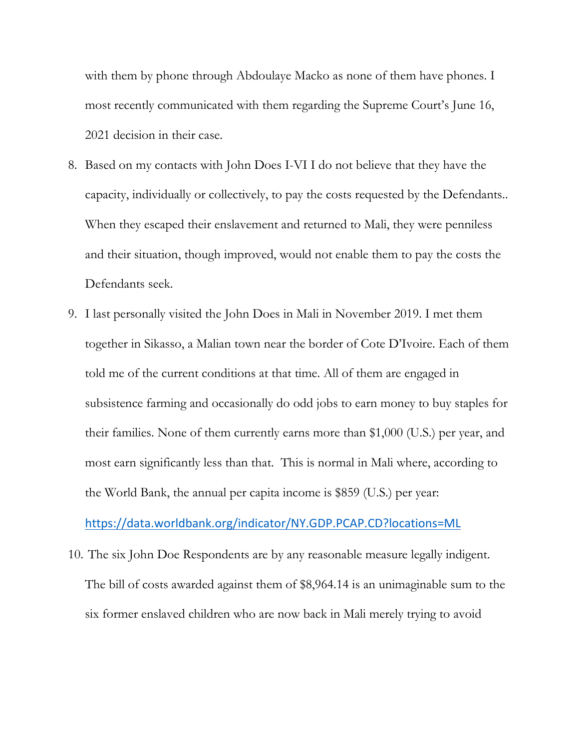with them by phone through Abdoulaye Macko as none of them have phones. I most recently communicated with them regarding the Supreme Court's June 16, 2021 decision in their case.

8. Based on my contacts with John Does I-VI I do not believe that they have the capacity, individually or collectively, to pay the costs requested by the Defendants.. When they escaped their enslavement and returned to Mali, they were penniless and their situation, though improved, would not enable them to pay the costs the Defendants seek.

9. I last personally visited the John Does in Mali in November 2019. I met them together in Sikasso, a Malian town near the border of Cote D'Ivoire. Each of them told me of the current conditions at that time. All of them are engaged in subsistence farming and occasionally do odd jobs to earn money to buy staples for their families. None of them currently earns more than $1,000 (U.S.) per year, and most earn significantly less than that. This is normal in Mali where, according to the World Bank, the annual per capita income is $859 (U.S.) per year: https://data.worldbank.org/indicator/NY.GDP.PCAP.CD?locations=ML

10. The six John Doe Respondents are by any reasonable measure legally indigent. The bill of costs awarded against them of $8,964.14 is an unimaginable sum to the six former enslaved children who are now back in Mali merely trying to avoid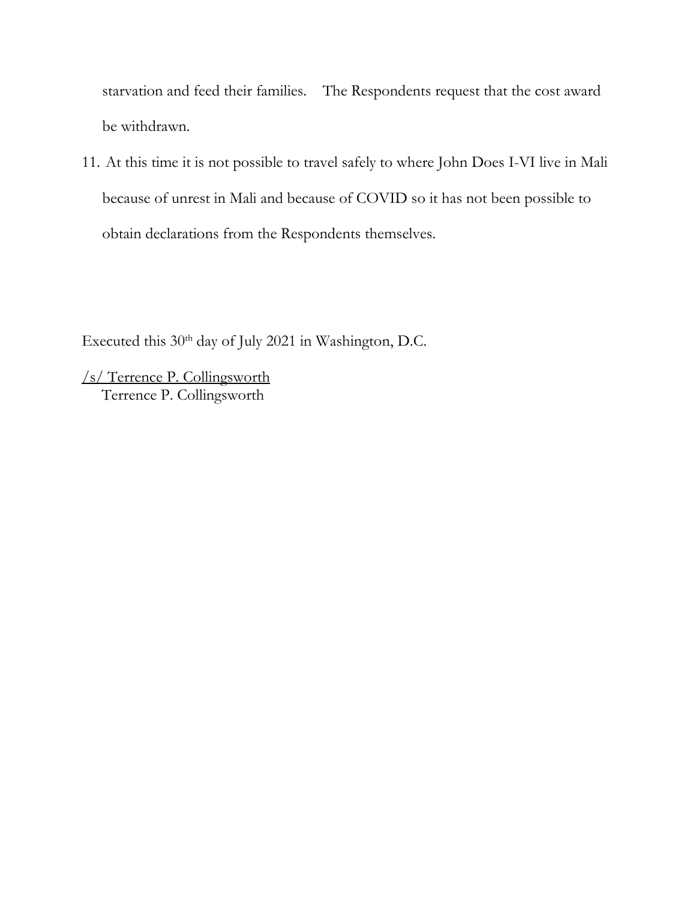starvation and feed their families. The Respondents request that the cost award be withdrawn.

11. At this time it is not possible to travel safely to where John Does I-VI live in Mali because of unrest in Mali and because of COVID so it has not been possible to obtain declarations from the Respondents themselves.

Executed this 30th day of July 2021 in Washington, D.C.

/s/ Terrence P. Collingsworth
Terrence P. Collingsworth